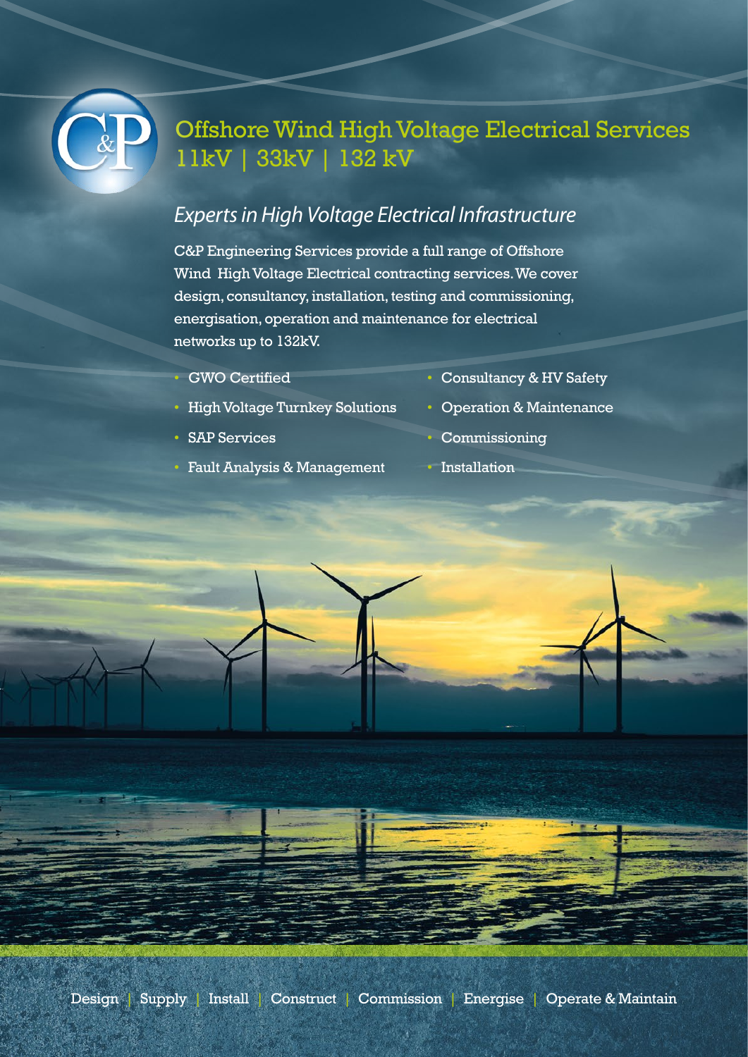# Offshore Wind High Voltage Electrical Services

## 11kV | 33kV | 132 kV

### *Experts in High Voltage Electrical Infrastructure*

C&P Engineering Services provide a full range of Offshore Wind High Voltage Electrical contracting services. We cover design, consultancy, installation, testing and commissioning, energisation, operation and maintenance for electrical networks up to 132kV.

- GWO Certified
- High Voltage Turnkey Solutions
- SAP Services
- Fault Analysis & Management
- Consultancy & HV Safety
- Operation & Maintenance
- Commissioning
- Installation

Design | Supply | Install | Construct | Commission | Energise | Operate & Maintain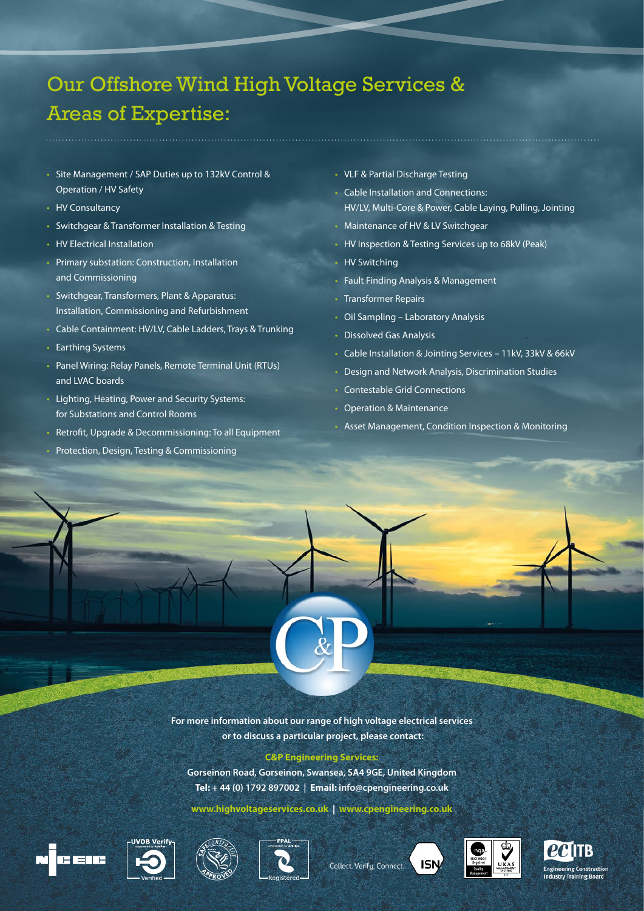# Our Offshore Wind High Voltage Services & Areas of Expertise:

- Site Management / SAP Duties up to 132kV Control & Operation / HV Safety
- HV Consultancy
- Switchgear & Transformer Installation & Testing
- HV Electrical Installation
- Primary substation: Construction, Installation and Commissioning
- Switchgear, Transformers, Plant & Apparatus: Installation, Commissioning and Refurbishment
- Cable Containment: HV/LV, Cable Ladders, Trays & Trunking
- Earthing Systems
- Panel Wiring: Relay Panels, Remote Terminal Unit (RTUs) and LVAC boards
- Lighting, Heating, Power and Security Systems: for Substations and Control Rooms
- Retrofit, Upgrade & Decommissioning: To all Equipment
- Protection, Design, Testing & Commissioning
- VLF & Partial Discharge Testing
- Cable Installation and Connections: HV/LV, Multi-Core & Power, Cable Laying, Pulling, Jointing
- Maintenance of HV & LV Switchgear
- HV Inspection & Testing Services up to 68kV (Peak)
- HV Switching
- Fault Finding Analysis & Management
- Transformer Repairs
- Oil Sampling – Laboratory Analysis
- Dissolved Gas Analysis
- Cable Installation & Jointing Services – 11kV, 33kV & 66kV
- Design and Network Analysis, Discrimination Studies
- Contestable Grid Connections
- Operation & Maintenance
- Asset Management, Condition Inspection & Monitoring

**For more information about our range of high voltage electrical services or to discuss a particular project, please contact:**

**C&P Engineering Services:**

**Gorseinon Road, Gorseinon, Swansea, SA4 9GE, United Kingdom**

**Tel:** + 44 (0) 1792 897002 | **Email:** info@cpengineering.co.uk

**www.highvoltageservices.co.uk** | **www.cpengineering.co.uk**

Collect. Verify. Connect.